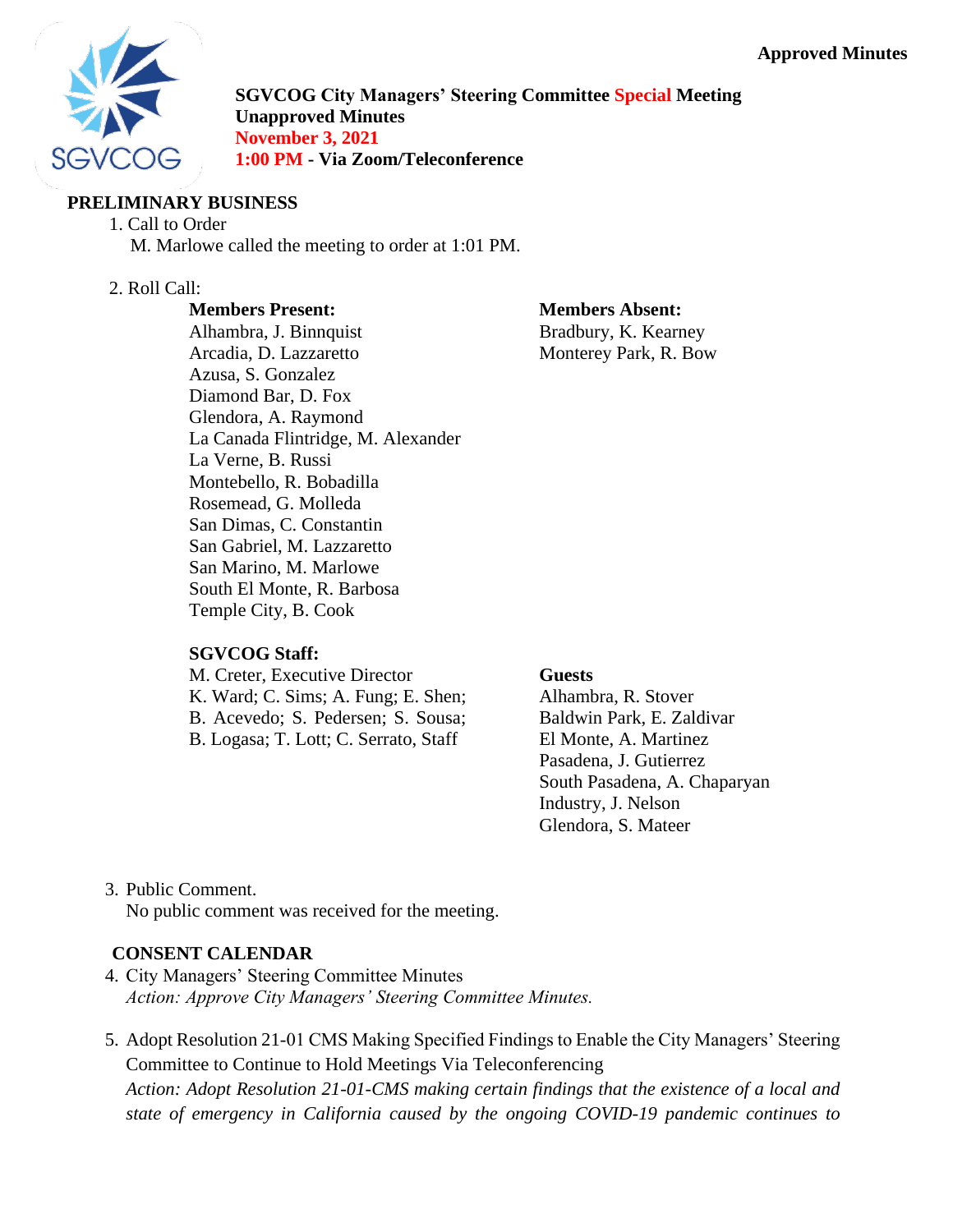**Approved Minutes**

**SGVCOG City Managers' Steering Committee Special Meeting**
**Unapproved Minutes**
**November 3, 2021**
**1:00 PM - Via Zoom/Teleconference**

## PRELIMINARY BUSINESS

1. Call to Order
   M. Marlowe called the meeting to order at 1:01 PM.

2. Roll Call:

**Members Present:**
Alhambra, J. Binnquist
Arcadia, D. Lazzaretto
Azusa, S. Gonzalez
Diamond Bar, D. Fox
Glendora, A. Raymond
La Canada Flintridge, M. Alexander
La Verne, B. Russi
Montebello, R. Bobadilla
Rosemead, G. Molleda
San Dimas, C. Constantin
San Gabriel, M. Lazzaretto
San Marino, M. Marlowe
South El Monte, R. Barbosa
Temple City, B. Cook

**Members Absent:**
Bradbury, K. Kearney
Monterey Park, R. Bow

**SGVCOG Staff:**
M. Creter, Executive Director
K. Ward; C. Sims; A. Fung; E. Shen; B. Acevedo; S. Pedersen; S. Sousa; B. Logasa; T. Lott; C. Serrato, Staff

**Guests**
Alhambra, R. Stover
Baldwin Park, E. Zaldivar
El Monte, A. Martinez
Pasadena, J. Gutierrez
South Pasadena, A. Chaparyan
Industry, J. Nelson
Glendora, S. Mateer

3. Public Comment.
   No public comment was received for the meeting.

## CONSENT CALENDAR

4. City Managers' Steering Committee Minutes
   *Action: Approve City Managers' Steering Committee Minutes.*

5. Adopt Resolution 21-01 CMS Making Specified Findings to Enable the City Managers' Steering Committee to Continue to Hold Meetings Via Teleconferencing
   *Action: Adopt Resolution 21-01-CMS making certain findings that the existence of a local and state of emergency in California caused by the ongoing COVID-19 pandemic continues to*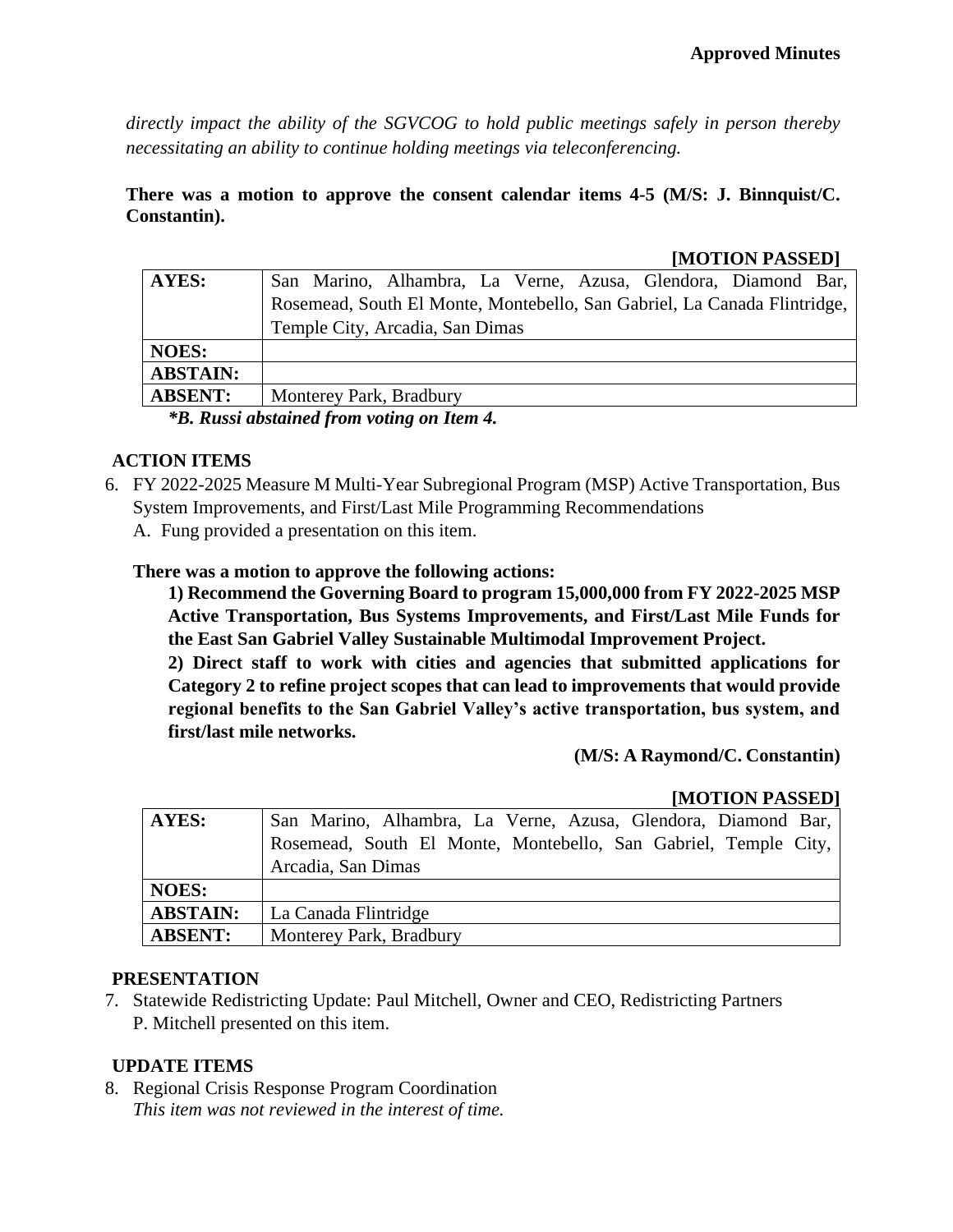*directly impact the ability of the SGVCOG to hold public meetings safely in person thereby necessitating an ability to continue holding meetings via teleconferencing.*

**There was a motion to approve the consent calendar items 4-5 (M/S: J. Binnquist/C. Constantin).**

**[MOTION PASSED]**

| | |
|---|---|
| **AYES:** | San Marino, Alhambra, La Verne, Azusa, Glendora, Diamond Bar, Rosemead, South El Monte, Montebello, San Gabriel, La Canada Flintridge, Temple City, Arcadia, San Dimas |
| **NOES:** | |
| **ABSTAIN:** | |
| **ABSENT:** | Monterey Park, Bradbury |

***B. Russi abstained from voting on Item 4.***

## ACTION ITEMS

6. FY 2022-2025 Measure M Multi-Year Subregional Program (MSP) Active Transportation, Bus System Improvements, and First/Last Mile Programming Recommendations
   A. Fung provided a presentation on this item.

   **There was a motion to approve the following actions:**

   **1) Recommend the Governing Board to program 15,000,000 from FY 2022-2025 MSP Active Transportation, Bus Systems Improvements, and First/Last Mile Funds for the East San Gabriel Valley Sustainable Multimodal Improvement Project.**

   **2) Direct staff to work with cities and agencies that submitted applications for Category 2 to refine project scopes that can lead to improvements that would provide regional benefits to the San Gabriel Valley's active transportation, bus system, and first/last mile networks.**

   **(M/S: A Raymond/C. Constantin)**

**[MOTION PASSED]**

| | |
|---|---|
| **AYES:** | San Marino, Alhambra, La Verne, Azusa, Glendora, Diamond Bar, Rosemead, South El Monte, Montebello, San Gabriel, Temple City, Arcadia, San Dimas |
| **NOES:** | |
| **ABSTAIN:** | La Canada Flintridge |
| **ABSENT:** | Monterey Park, Bradbury |

## PRESENTATION

7. Statewide Redistricting Update: Paul Mitchell, Owner and CEO, Redistricting Partners
   P. Mitchell presented on this item.

## UPDATE ITEMS

8. Regional Crisis Response Program Coordination
   *This item was not reviewed in the interest of time.*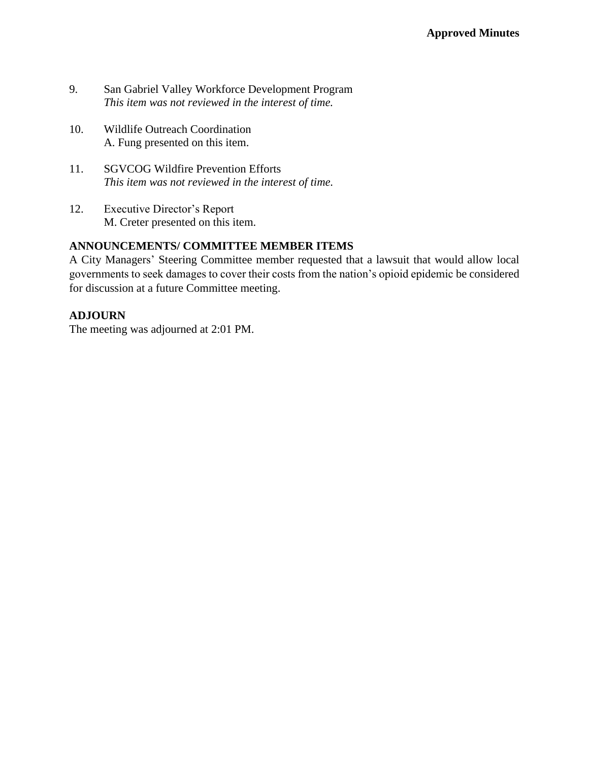9. San Gabriel Valley Workforce Development Program
   *This item was not reviewed in the interest of time.*

10. Wildlife Outreach Coordination
    A. Fung presented on this item.

11. SGVCOG Wildfire Prevention Efforts
    *This item was not reviewed in the interest of time.*

12. Executive Director's Report
    M. Creter presented on this item.

**ANNOUNCEMENTS/ COMMITTEE MEMBER ITEMS**

A City Managers' Steering Committee member requested that a lawsuit that would allow local governments to seek damages to cover their costs from the nation's opioid epidemic be considered for discussion at a future Committee meeting.

**ADJOURN**

The meeting was adjourned at 2:01 PM.